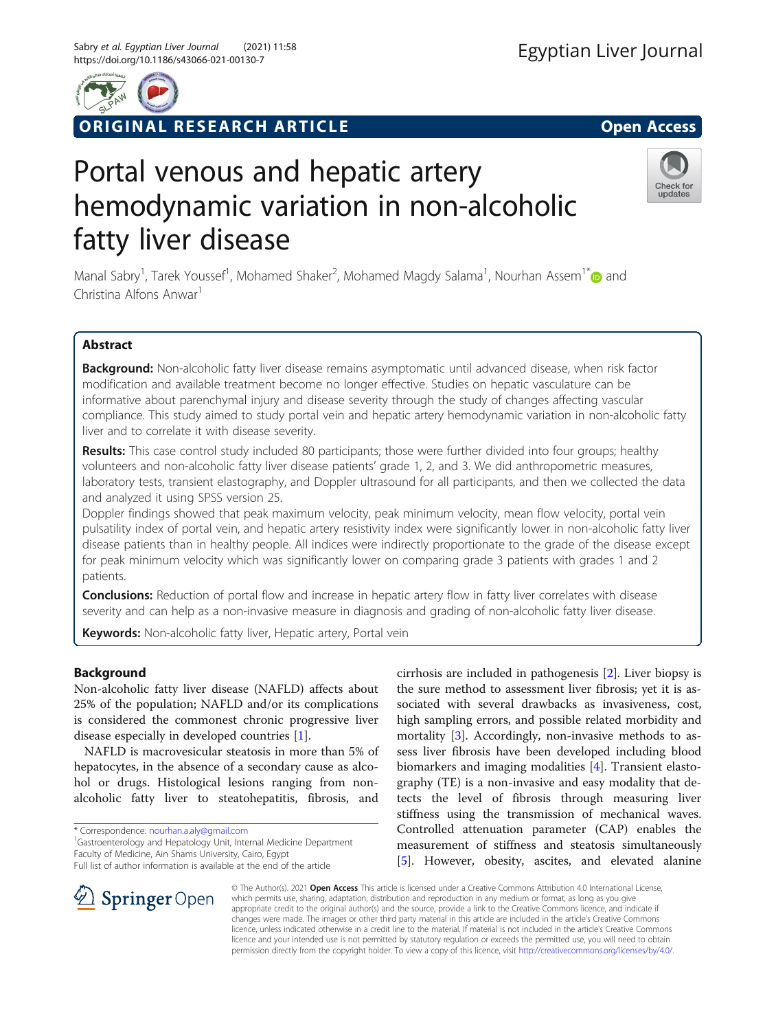ORIGINAL RESEARCH ARTICLE

Open Access

# Portal venous and hepatic artery hemodynamic variation in non-alcoholic fatty liver disease

Manal Sabry[1], Tarek Youssef[1], Mohamed Shaker[2], Mohamed Magdy Salama[1], Nourhan Assem[1*] and Christina Alfons Anwar[1]

## Abstract

**Background:** Non-alcoholic fatty liver disease remains asymptomatic until advanced disease, when risk factor modification and available treatment become no longer effective. Studies on hepatic vasculature can be informative about parenchymal injury and disease severity through the study of changes affecting vascular compliance. This study aimed to study portal vein and hepatic artery hemodynamic variation in non-alcoholic fatty liver and to correlate it with disease severity.

**Results:** This case control study included 80 participants; those were further divided into four groups; healthy volunteers and non-alcoholic fatty liver disease patients' grade 1, 2, and 3. We did anthropometric measures, laboratory tests, transient elastography, and Doppler ultrasound for all participants, and then we collected the data and analyzed it using SPSS version 25.

Doppler findings showed that peak maximum velocity, peak minimum velocity, mean flow velocity, portal vein pulsatility index of portal vein, and hepatic artery resistivity index were significantly lower in non-alcoholic fatty liver disease patients than in healthy people. All indices were indirectly proportionate to the grade of the disease except for peak minimum velocity which was significantly lower on comparing grade 3 patients with grades 1 and 2 patients.

**Conclusions:** Reduction of portal flow and increase in hepatic artery flow in fatty liver correlates with disease severity and can help as a non-invasive measure in diagnosis and grading of non-alcoholic fatty liver disease.

**Keywords:** Non-alcoholic fatty liver, Hepatic artery, Portal vein

## Background

Non-alcoholic fatty liver disease (NAFLD) affects about 25% of the population; NAFLD and/or its complications is considered the commonest chronic progressive liver disease especially in developed countries [1].

NAFLD is macrovesicular steatosis in more than 5% of hepatocytes, in the absence of a secondary cause as alcohol or drugs. Histological lesions ranging from non-alcoholic fatty liver to steatohepatitis, fibrosis, and cirrhosis are included in pathogenesis [2]. Liver biopsy is the sure method to assessment liver fibrosis; yet it is associated with several drawbacks as invasiveness, cost, high sampling errors, and possible related morbidity and mortality [3]. Accordingly, non-invasive methods to assess liver fibrosis have been developed including blood biomarkers and imaging modalities [4]. Transient elastography (TE) is a non-invasive and easy modality that detects the level of fibrosis through measuring liver stiffness using the transmission of mechanical waves. Controlled attenuation parameter (CAP) enables the measurement of stiffness and steatosis simultaneously [5]. However, obesity, ascites, and elevated alanine

\* Correspondence: nourhan.a.aly@gmail.com
[1]Gastroenterology and Hepatology Unit, Internal Medicine Department Faculty of Medicine, Ain Shams University, Cairo, Egypt
Full list of author information is available at the end of the article

© The Author(s). 2021 **Open Access** This article is licensed under a Creative Commons Attribution 4.0 International License, which permits use, sharing, adaptation, distribution and reproduction in any medium or format, as long as you give appropriate credit to the original author(s) and the source, provide a link to the Creative Commons licence, and indicate if changes were made. The images or other third party material in this article are included in the article's Creative Commons licence, unless indicated otherwise in a credit line to the material. If material is not included in the article's Creative Commons licence and your intended use is not permitted by statutory regulation or exceeds the permitted use, you will need to obtain permission directly from the copyright holder. To view a copy of this licence, visit http://creativecommons.org/licenses/by/4.0/.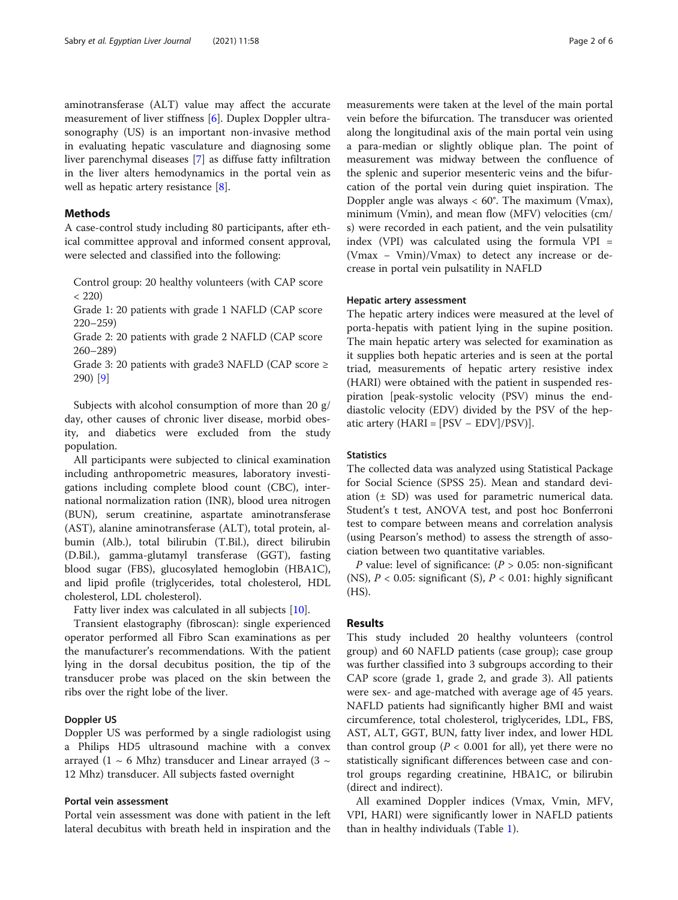aminotransferase (ALT) value may affect the accurate measurement of liver stiffness [6]. Duplex Doppler ultrasonography (US) is an important non-invasive method in evaluating hepatic vasculature and diagnosing some liver parenchymal diseases [7] as diffuse fatty infiltration in the liver alters hemodynamics in the portal vein as well as hepatic artery resistance [8].

## Methods

A case-control study including 80 participants, after ethical committee approval and informed consent approval, were selected and classified into the following:

Control group: 20 healthy volunteers (with CAP score < 220)

Grade 1: 20 patients with grade 1 NAFLD (CAP score 220–259)

Grade 2: 20 patients with grade 2 NAFLD (CAP score 260–289)

Grade 3: 20 patients with grade3 NAFLD (CAP score ≥ 290) [9]

Subjects with alcohol consumption of more than 20 g/day, other causes of chronic liver disease, morbid obesity, and diabetics were excluded from the study population.

All participants were subjected to clinical examination including anthropometric measures, laboratory investigations including complete blood count (CBC), international normalization ration (INR), blood urea nitrogen (BUN), serum creatinine, aspartate aminotransferase (AST), alanine aminotransferase (ALT), total protein, albumin (Alb.), total bilirubin (T.Bil.), direct bilirubin (D.Bil.), gamma-glutamyl transferase (GGT), fasting blood sugar (FBS), glucosylated hemoglobin (HBA1C), and lipid profile (triglycerides, total cholesterol, HDL cholesterol, LDL cholesterol).

Fatty liver index was calculated in all subjects [10].

Transient elastography (fibroscan): single experienced operator performed all Fibro Scan examinations as per the manufacturer's recommendations. With the patient lying in the dorsal decubitus position, the tip of the transducer probe was placed on the skin between the ribs over the right lobe of the liver.

### Doppler US

Doppler US was performed by a single radiologist using a Philips HD5 ultrasound machine with a convex arrayed (1 ~ 6 Mhz) transducer and Linear arrayed (3 ~ 12 Mhz) transducer. All subjects fasted overnight

### Portal vein assessment

Portal vein assessment was done with patient in the left lateral decubitus with breath held in inspiration and the measurements were taken at the level of the main portal vein before the bifurcation. The transducer was oriented along the longitudinal axis of the main portal vein using a para-median or slightly oblique plan. The point of measurement was midway between the confluence of the splenic and superior mesenteric veins and the bifurcation of the portal vein during quiet inspiration. The Doppler angle was always < 60°. The maximum (Vmax), minimum (Vmin), and mean flow (MFV) velocities (cm/s) were recorded in each patient, and the vein pulsatility index (VPI) was calculated using the formula VPI = (Vmax − Vmin)/Vmax) to detect any increase or decrease in portal vein pulsatility in NAFLD

### Hepatic artery assessment

The hepatic artery indices were measured at the level of porta-hepatis with patient lying in the supine position. The main hepatic artery was selected for examination as it supplies both hepatic arteries and is seen at the portal triad, measurements of hepatic artery resistive index (HARI) were obtained with the patient in suspended respiration [peak-systolic velocity (PSV) minus the end-diastolic velocity (EDV) divided by the PSV of the hepatic artery (HARI = [PSV − EDV]/PSV)].

### Statistics

The collected data was analyzed using Statistical Package for Social Science (SPSS 25). Mean and standard deviation (± SD) was used for parametric numerical data. Student's t test, ANOVA test, and post hoc Bonferroni test to compare between means and correlation analysis (using Pearson's method) to assess the strength of association between two quantitative variables.

*P* value: level of significance: ($P > 0.05$: non-significant (NS), $P < 0.05$: significant (S), $P < 0.01$: highly significant (HS).

## Results

This study included 20 healthy volunteers (control group) and 60 NAFLD patients (case group); case group was further classified into 3 subgroups according to their CAP score (grade 1, grade 2, and grade 3). All patients were sex- and age-matched with average age of 45 years. NAFLD patients had significantly higher BMI and waist circumference, total cholesterol, triglycerides, LDL, FBS, AST, ALT, GGT, BUN, fatty liver index, and lower HDL than control group ($P < 0.001$ for all), yet there were no statistically significant differences between case and control groups regarding creatinine, HBA1C, or bilirubin (direct and indirect).

All examined Doppler indices (Vmax, Vmin, MFV, VPI, HARI) were significantly lower in NAFLD patients than in healthy individuals (Table 1).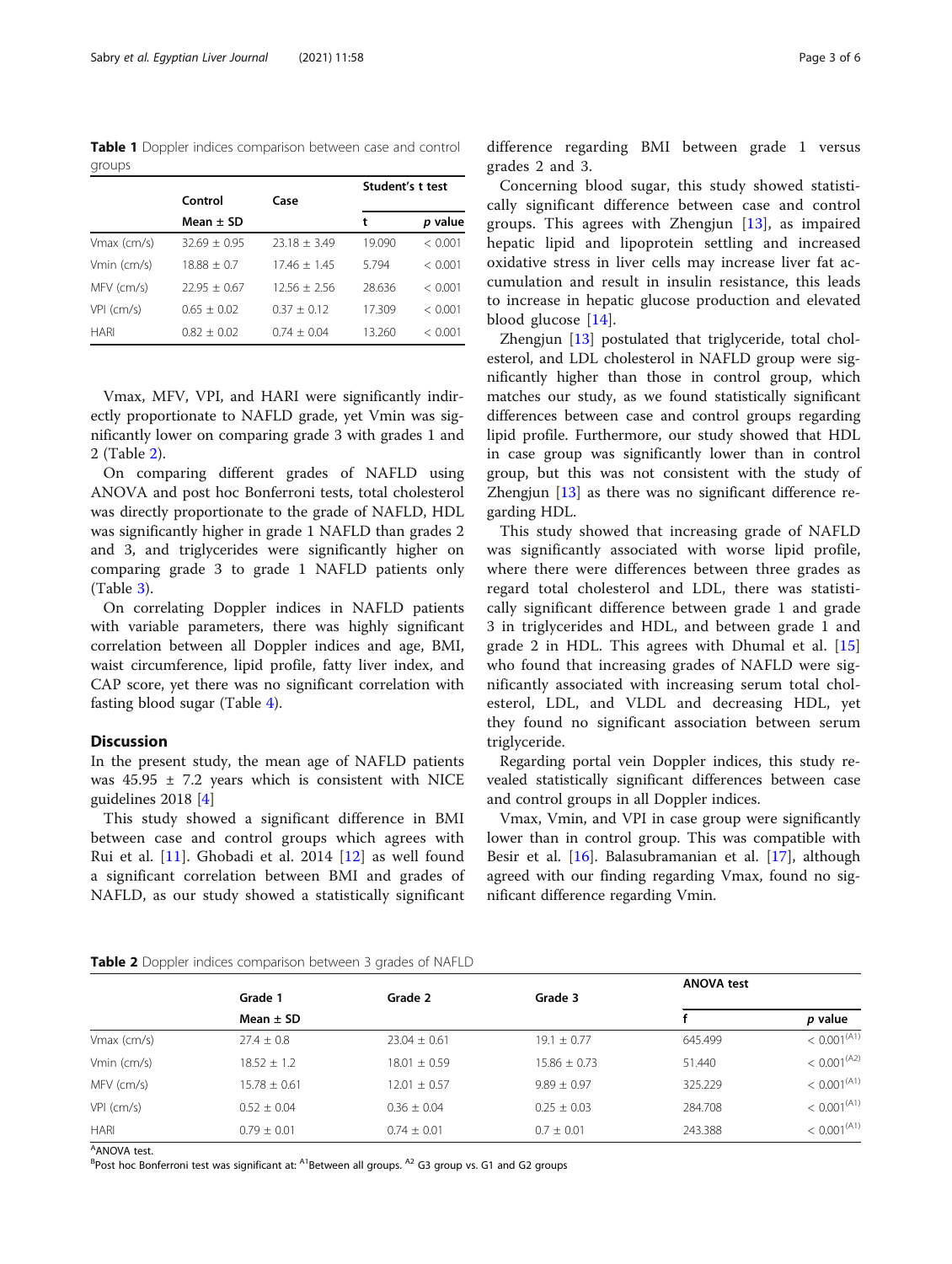**Table 1** Doppler indices comparison between case and control groups

| | Control | Case | Student's t test | |
|---|---|---|---|---|
| | Mean ± SD | | t | *p* value |
| Vmax (cm/s) | 32.69 ± 0.95 | 23.18 ± 3.49 | 19.090 | < 0.001 |
| Vmin (cm/s) | 18.88 ± 0.7 | 17.46 ± 1.45 | 5.794 | < 0.001 |
| MFV (cm/s) | 22.95 ± 0.67 | 12.56 ± 2.56 | 28.636 | < 0.001 |
| VPI (cm/s) | 0.65 ± 0.02 | 0.37 ± 0.12 | 17.309 | < 0.001 |
| HARI | 0.82 ± 0.02 | 0.74 ± 0.04 | 13.260 | < 0.001 |

Vmax, MFV, VPI, and HARI were significantly indirectly proportionate to NAFLD grade, yet Vmin was significantly lower on comparing grade 3 with grades 1 and 2 (Table 2).

On comparing different grades of NAFLD using ANOVA and post hoc Bonferroni tests, total cholesterol was directly proportionate to the grade of NAFLD, HDL was significantly higher in grade 1 NAFLD than grades 2 and 3, and triglycerides were significantly higher on comparing grade 3 to grade 1 NAFLD patients only (Table 3).

On correlating Doppler indices in NAFLD patients with variable parameters, there was highly significant correlation between all Doppler indices and age, BMI, waist circumference, lipid profile, fatty liver index, and CAP score, yet there was no significant correlation with fasting blood sugar (Table 4).

## Discussion

In the present study, the mean age of NAFLD patients was 45.95 ± 7.2 years which is consistent with NICE guidelines 2018 [4]

This study showed a significant difference in BMI between case and control groups which agrees with Rui et al. [11]. Ghobadi et al. 2014 [12] as well found a significant correlation between BMI and grades of NAFLD, as our study showed a statistically significant difference regarding BMI between grade 1 versus grades 2 and 3.

Concerning blood sugar, this study showed statistically significant difference between case and control groups. This agrees with Zhengjun [13], as impaired hepatic lipid and lipoprotein settling and increased oxidative stress in liver cells may increase liver fat accumulation and result in insulin resistance, this leads to increase in hepatic glucose production and elevated blood glucose [14].

Zhengjun [13] postulated that triglyceride, total cholesterol, and LDL cholesterol in NAFLD group were significantly higher than those in control group, which matches our study, as we found statistically significant differences between case and control groups regarding lipid profile. Furthermore, our study showed that HDL in case group was significantly lower than in control group, but this was not consistent with the study of Zhengjun [13] as there was no significant difference regarding HDL.

This study showed that increasing grade of NAFLD was significantly associated with worse lipid profile, where there were differences between three grades as regard total cholesterol and LDL, there was statistically significant difference between grade 1 and grade 3 in triglycerides and HDL, and between grade 1 and grade 2 in HDL. This agrees with Dhumal et al. [15] who found that increasing grades of NAFLD were significantly associated with increasing serum total cholesterol, LDL, and VLDL and decreasing HDL, yet they found no significant association between serum triglyceride.

Regarding portal vein Doppler indices, this study revealed statistically significant differences between case and control groups in all Doppler indices.

Vmax, Vmin, and VPI in case group were significantly lower than in control group. This was compatible with Besir et al. [16]. Balasubramanian et al. [17], although agreed with our finding regarding Vmax, found no significant difference regarding Vmin.

**Table 2** Doppler indices comparison between 3 grades of NAFLD

| | Grade 1 | Grade 2 | Grade 3 | ANOVA test | |
|---|---|---|---|---|---|
| | Mean ± SD | | | f | *p* value |
| Vmax (cm/s) | 27.4 ± 0.8 | 23.04 ± 0.61 | 19.1 ± 0.77 | 645.499 | < 0.001 (A1) |
| Vmin (cm/s) | 18.52 ± 1.2 | 18.01 ± 0.59 | 15.86 ± 0.73 | 51.440 | < 0.001 (A2) |
| MFV (cm/s) | 15.78 ± 0.61 | 12.01 ± 0.57 | 9.89 ± 0.97 | 325.229 | < 0.001 (A1) |
| VPI (cm/s) | 0.52 ± 0.04 | 0.36 ± 0.04 | 0.25 ± 0.03 | 284.708 | < 0.001 (A1) |
| HARI | 0.79 ± 0.01 | 0.74 ± 0.01 | 0.7 ± 0.01 | 243.388 | < 0.001 (A1) |

[A] ANOVA test.
[B] Post hoc Bonferroni test was significant at: [A1] Between all groups. [A2] G3 group vs. G1 and G2 groups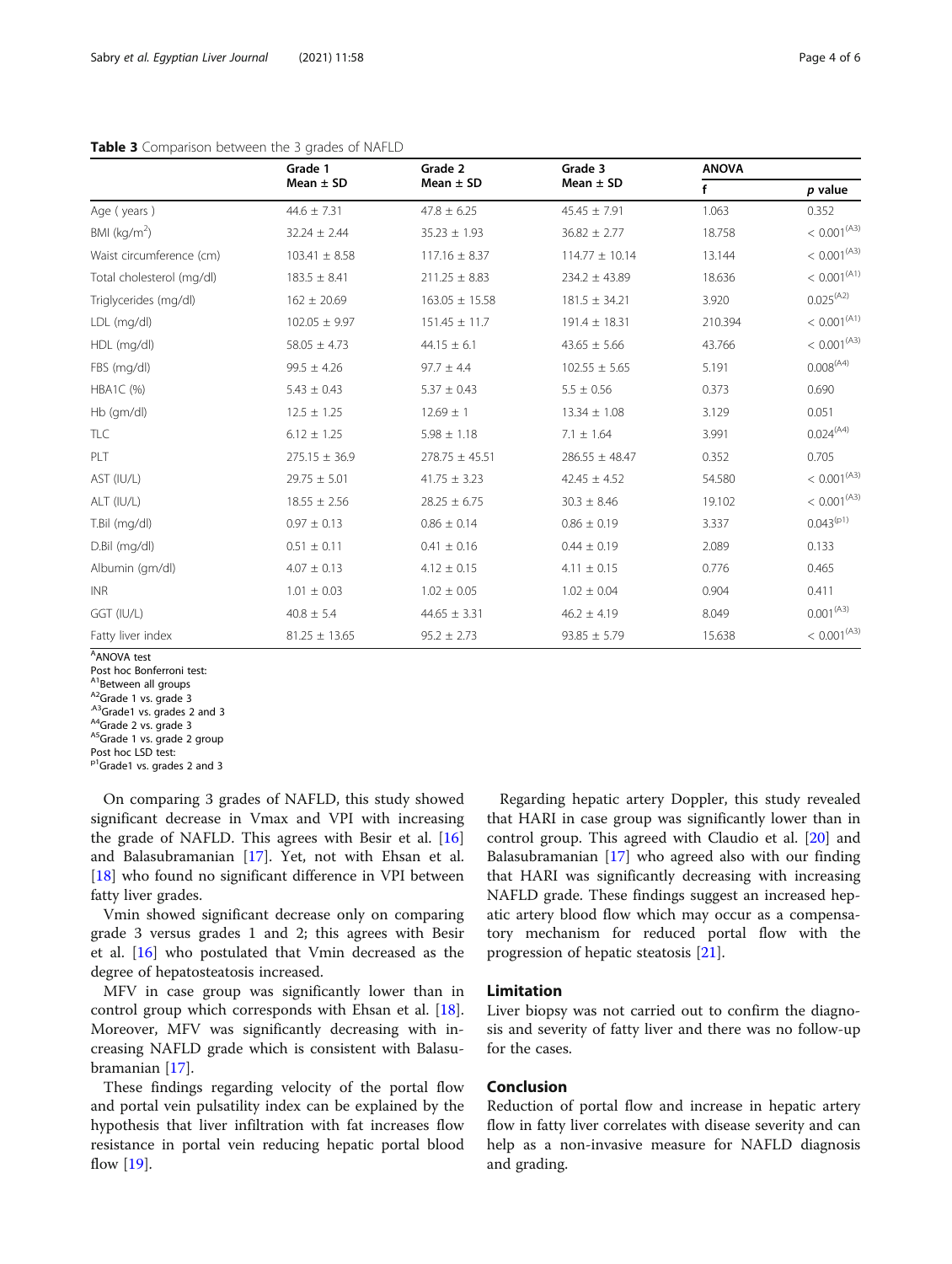**Table 3** Comparison between the 3 grades of NAFLD

| | Grade 1 Mean ± SD | Grade 2 Mean ± SD | Grade 3 Mean ± SD | ANOVA | |
|---|---|---|---|---|---|
| | | | | f | *p* value |
| Age ( years ) | 44.6 ± 7.31 | 47.8 ± 6.25 | 45.45 ± 7.91 | 1.063 | 0.352 |
| BMI (kg/m$^2$) | 32.24 ± 2.44 | 35.23 ± 1.93 | 36.82 ± 2.77 | 18.758 | < 0.001 (A3) |
| Waist circumference (cm) | 103.41 ± 8.58 | 117.16 ± 8.37 | 114.77 ± 10.14 | 13.144 | < 0.001 (A3) |
| Total cholesterol (mg/dl) | 183.5 ± 8.41 | 211.25 ± 8.83 | 234.2 ± 43.89 | 18.636 | < 0.001 (A1) |
| Triglycerides (mg/dl) | 162 ± 20.69 | 163.05 ± 15.58 | 181.5 ± 34.21 | 3.920 | 0.025 (A2) |
| LDL (mg/dl) | 102.05 ± 9.97 | 151.45 ± 11.7 | 191.4 ± 18.31 | 210.394 | < 0.001 (A1) |
| HDL (mg/dl) | 58.05 ± 4.73 | 44.15 ± 6.1 | 43.65 ± 5.66 | 43.766 | < 0.001 (A3) |
| FBS (mg/dl) | 99.5 ± 4.26 | 97.7 ± 4.4 | 102.55 ± 5.65 | 5.191 | 0.008 (A4) |
| HBA1C (%) | 5.43 ± 0.43 | 5.37 ± 0.43 | 5.5 ± 0.56 | 0.373 | 0.690 |
| Hb (gm/dl) | 12.5 ± 1.25 | 12.69 ± 1 | 13.34 ± 1.08 | 3.129 | 0.051 |
| TLC | 6.12 ± 1.25 | 5.98 ± 1.18 | 7.1 ± 1.64 | 3.991 | 0.024 (A4) |
| PLT | 275.15 ± 36.9 | 278.75 ± 45.51 | 286.55 ± 48.47 | 0.352 | 0.705 |
| AST (IU/L) | 29.75 ± 5.01 | 41.75 ± 3.23 | 42.45 ± 4.52 | 54.580 | < 0.001 (A3) |
| ALT (IU/L) | 18.55 ± 2.56 | 28.25 ± 6.75 | 30.3 ± 8.46 | 19.102 | < 0.001 (A3) |
| T.Bil (mg/dl) | 0.97 ± 0.13 | 0.86 ± 0.14 | 0.86 ± 0.19 | 3.337 | 0.043 (p1) |
| D.Bil (mg/dl) | 0.51 ± 0.11 | 0.41 ± 0.16 | 0.44 ± 0.19 | 2.089 | 0.133 |
| Albumin (gm/dl) | 4.07 ± 0.13 | 4.12 ± 0.15 | 4.11 ± 0.15 | 0.776 | 0.465 |
| INR | 1.01 ± 0.03 | 1.02 ± 0.05 | 1.02 ± 0.04 | 0.904 | 0.411 |
| GGT (IU/L) | 40.8 ± 5.4 | 44.65 ± 3.31 | 46.2 ± 4.19 | 8.049 | 0.001 (A3) |
| Fatty liver index | 81.25 ± 13.65 | 95.2 ± 2.73 | 93.85 ± 5.79 | 15.638 | < 0.001 (A3) |

(A) ANOVA test
Post hoc Bonferroni test:
(A1) Between all groups
(A2) Grade 1 vs. grade 3
(A3) Grade1 vs. grades 2 and 3
(A4) Grade 2 vs. grade 3
(A5) Grade 1 vs. grade 2 group
Post hoc LSD test:
(p1) Grade1 vs. grades 2 and 3

On comparing 3 grades of NAFLD, this study showed significant decrease in Vmax and VPI with increasing the grade of NAFLD. This agrees with Besir et al. [16] and Balasubramanian [17]. Yet, not with Ehsan et al. [18] who found no significant difference in VPI between fatty liver grades.

Vmin showed significant decrease only on comparing grade 3 versus grades 1 and 2; this agrees with Besir et al. [16] who postulated that Vmin decreased as the degree of hepatosteatosis increased.

MFV in case group was significantly lower than in control group which corresponds with Ehsan et al. [18]. Moreover, MFV was significantly decreasing with increasing NAFLD grade which is consistent with Balasubramanian [17].

These findings regarding velocity of the portal flow and portal vein pulsatility index can be explained by the hypothesis that liver infiltration with fat increases flow resistance in portal vein reducing hepatic portal blood flow [19].

Regarding hepatic artery Doppler, this study revealed that HARI in case group was significantly lower than in control group. This agreed with Claudio et al. [20] and Balasubramanian [17] who agreed also with our finding that HARI was significantly decreasing with increasing NAFLD grade. These findings suggest an increased hepatic artery blood flow which may occur as a compensatory mechanism for reduced portal flow with the progression of hepatic steatosis [21].

## Limitation

Liver biopsy was not carried out to confirm the diagnosis and severity of fatty liver and there was no follow-up for the cases.

## Conclusion

Reduction of portal flow and increase in hepatic artery flow in fatty liver correlates with disease severity and can help as a non-invasive measure for NAFLD diagnosis and grading.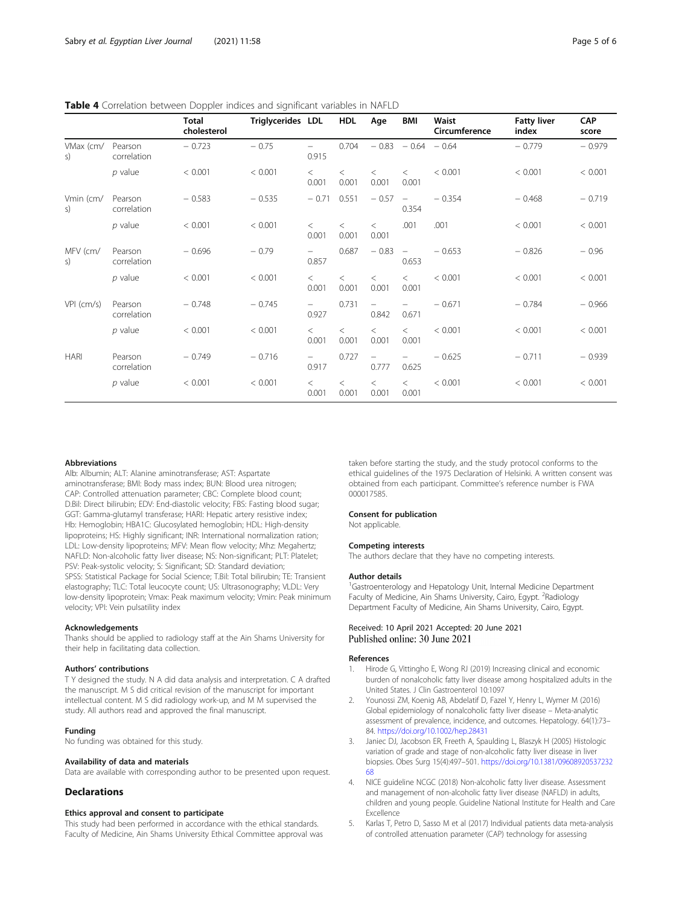**Table 4** Correlation between Doppler indices and significant variables in NAFLD

| | | Total cholesterol | Triglycerides | LDL | HDL | Age | BMI | Waist Circumference | Fatty liver index | CAP score |
|---|---|---|---|---|---|---|---|---|---|---|
| VMax (cm/s) | Pearson correlation | − 0.723 | − 0.75 | − 0.915 | 0.704 | − 0.83 | − 0.64 | − 0.64 | − 0.779 | − 0.979 |
| | *p* value | < 0.001 | < 0.001 | < 0.001 | < 0.001 | < 0.001 | < 0.001 | < 0.001 | < 0.001 | < 0.001 |
| Vmin (cm/s) | Pearson correlation | − 0.583 | − 0.535 | − 0.71 | 0.551 | − 0.57 | − 0.354 | − 0.354 | − 0.468 | − 0.719 |
| | *p* value | < 0.001 | < 0.001 | < 0.001 | < 0.001 | < 0.001 | .001 | .001 | < 0.001 | < 0.001 |
| MFV (cm/s) | Pearson correlation | − 0.696 | − 0.79 | − 0.857 | 0.687 | − 0.83 | − 0.653 | − 0.653 | − 0.826 | − 0.96 |
| | *p* value | < 0.001 | < 0.001 | < 0.001 | < 0.001 | < 0.001 | < 0.001 | < 0.001 | < 0.001 | < 0.001 |
| VPI (cm/s) | Pearson correlation | − 0.748 | − 0.745 | − 0.927 | 0.731 | − 0.842 | − 0.671 | − 0.671 | − 0.784 | − 0.966 |
| | *p* value | < 0.001 | < 0.001 | < 0.001 | < 0.001 | < 0.001 | < 0.001 | < 0.001 | < 0.001 | < 0.001 |
| HARI | Pearson correlation | − 0.749 | − 0.716 | − 0.917 | 0.727 | − 0.777 | − 0.625 | − 0.625 | − 0.711 | − 0.939 |
| | *p* value | < 0.001 | < 0.001 | < 0.001 | < 0.001 | < 0.001 | < 0.001 | < 0.001 | < 0.001 | < 0.001 |

### Abbreviations

Alb: Albumin; ALT: Alanine aminotransferase; AST: Aspartate aminotransferase; BMI: Body mass index; BUN: Blood urea nitrogen; CAP: Controlled attenuation parameter; CBC: Complete blood count; D.Bil: Direct bilirubin; EDV: End-diastolic velocity; FBS: Fasting blood sugar; GGT: Gamma-glutamyl transferase; HARI: Hepatic artery resistive index; Hb: Hemoglobin; HBA1C: Glucosylated hemoglobin; HDL: High-density lipoproteins; HS: Highly significant; INR: International normalization ration; LDL: Low-density lipoproteins; MFV: Mean flow velocity; Mhz: Megahertz; NAFLD: Non-alcoholic fatty liver disease; NS: Non-significant; PLT: Platelet; PSV: Peak-systolic velocity; S: Significant; SD: Standard deviation; SPSS: Statistical Package for Social Science; T.Bil: Total bilirubin; TE: Transient elastography; TLC: Total leucocyte count; US: Ultrasonography; VLDL: Very low-density lipoprotein; Vmax: Peak maximum velocity; Vmin: Peak minimum velocity; VPI: Vein pulsatility index

### Acknowledgements

Thanks should be applied to radiology staff at the Ain Shams University for their help in facilitating data collection.

### Authors' contributions

T Y designed the study. N A did data analysis and interpretation. C A drafted the manuscript. M S did critical revision of the manuscript for important intellectual content. M S did radiology work-up, and M M supervised the study. All authors read and approved the final manuscript.

### Funding

No funding was obtained for this study.

### Availability of data and materials

Data are available with corresponding author to be presented upon request.

## Declarations

### Ethics approval and consent to participate

This study had been performed in accordance with the ethical standards. Faculty of Medicine, Ain Shams University Ethical Committee approval was taken before starting the study, and the study protocol conforms to the ethical guidelines of the 1975 Declaration of Helsinki. A written consent was obtained from each participant. Committee's reference number is FWA 000017585.

### Consent for publication

Not applicable.

### Competing interests

The authors declare that they have no competing interests.

### Author details

[1]Gastroenterology and Hepatology Unit, Internal Medicine Department Faculty of Medicine, Ain Shams University, Cairo, Egypt. [2]Radiology Department Faculty of Medicine, Ain Shams University, Cairo, Egypt.

Received: 10 April 2021 Accepted: 20 June 2021
Published online: 30 June 2021

### References

1. Hirode G, Vittingho E, Wong RJ (2019) Increasing clinical and economic burden of nonalcoholic fatty liver disease among hospitalized adults in the United States. J Clin Gastroenterol 10:1097
2. Younossi ZM, Koenig AB, Abdelatif D, Fazel Y, Henry L, Wymer M (2016) Global epidemiology of nonalcoholic fatty liver disease – Meta-analytic assessment of prevalence, incidence, and outcomes. Hepatology. 64(1):73–84. https://doi.org/10.1002/hep.28431
3. Janiec DJ, Jacobson ER, Freeth A, Spaulding L, Blaszyk H (2005) Histologic variation of grade and stage of non-alcoholic fatty liver disease in liver biopsies. Obes Surg 15(4):497–501. https://doi.org/10.1381/0960892053723268
4. NICE guideline NCGC (2018) Non-alcoholic fatty liver disease. Assessment and management of non-alcoholic fatty liver disease (NAFLD) in adults, children and young people. Guideline National Institute for Health and Care Excellence
5. Karlas T, Petro D, Sasso M et al (2017) Individual patients data meta-analysis of controlled attenuation parameter (CAP) technology for assessing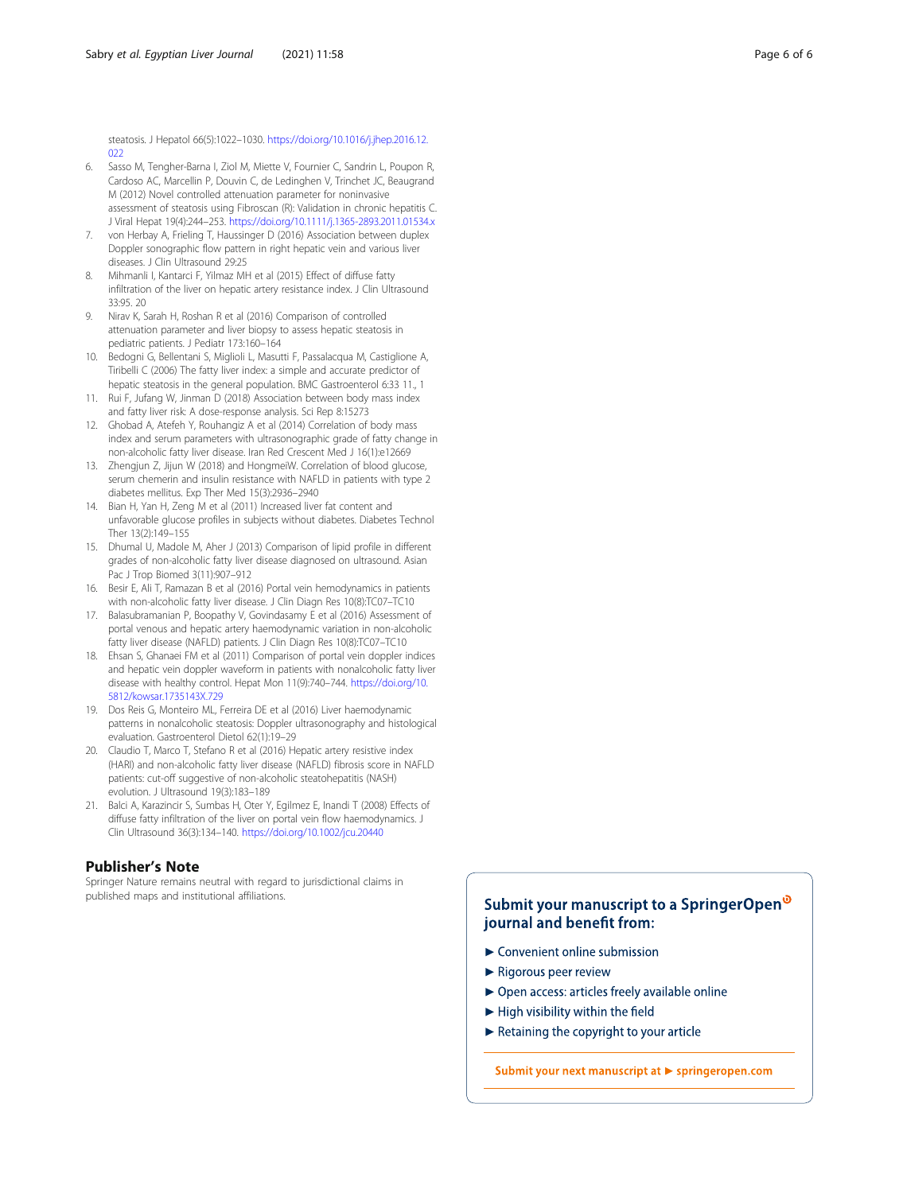steatosis. J Hepatol 66(5):1022–1030. https://doi.org/10.1016/j.jhep.2016.12.022

6. Sasso M, Tengher-Barna I, Ziol M, Miette V, Fournier C, Sandrin L, Poupon R, Cardoso AC, Marcellin P, Douvin C, de Ledinghen V, Trinchet JC, Beaugrand M (2012) Novel controlled attenuation parameter for noninvasive assessment of steatosis using Fibroscan (R): Validation in chronic hepatitis C. J Viral Hepat 19(4):244–253. https://doi.org/10.1111/j.1365-2893.2011.01534.x
7. von Herbay A, Frieling T, Haussinger D (2016) Association between duplex Doppler sonographic flow pattern in right hepatic vein and various liver diseases. J Clin Ultrasound 29:25
8. Mihmanli I, Kantarci F, Yilmaz MH et al (2015) Effect of diffuse fatty infiltration of the liver on hepatic artery resistance index. J Clin Ultrasound 33:95. 20
9. Nirav K, Sarah H, Roshan R et al (2016) Comparison of controlled attenuation parameter and liver biopsy to assess hepatic steatosis in pediatric patients. J Pediatr 173:160–164
10. Bedogni G, Bellentani S, Miglioli L, Masutti F, Passalacqua M, Castiglione A, Tiribelli C (2006) The fatty liver index: a simple and accurate predictor of hepatic steatosis in the general population. BMC Gastroenterol 6:33 11., 1
11. Rui F, Jufang W, Jinman D (2018) Association between body mass index and fatty liver risk: A dose-response analysis. Sci Rep 8:15273
12. Ghobad A, Atefeh Y, Rouhangiz A et al (2014) Correlation of body mass index and serum parameters with ultrasonographic grade of fatty change in non-alcoholic fatty liver disease. Iran Red Crescent Med J 16(1):e12669
13. Zhengjun Z, Jijun W (2018) and HongmeiW. Correlation of blood glucose, serum chemerin and insulin resistance with NAFLD in patients with type 2 diabetes mellitus. Exp Ther Med 15(3):2936–2940
14. Bian H, Yan H, Zeng M et al (2011) Increased liver fat content and unfavorable glucose profiles in subjects without diabetes. Diabetes Technol Ther 13(2):149–155
15. Dhumal U, Madole M, Aher J (2013) Comparison of lipid profile in different grades of non-alcoholic fatty liver disease diagnosed on ultrasound. Asian Pac J Trop Biomed 3(11):907–912
16. Besir E, Ali T, Ramazan B et al (2016) Portal vein hemodynamics in patients with non-alcoholic fatty liver disease. J Clin Diagn Res 10(8):TC07–TC10
17. Balasubramanian P, Boopathy V, Govindasamy E et al (2016) Assessment of portal venous and hepatic artery haemodynamic variation in non-alcoholic fatty liver disease (NAFLD) patients. J Clin Diagn Res 10(8):TC07–TC10
18. Ehsan S, Ghanaei FM et al (2011) Comparison of portal vein doppler indices and hepatic vein doppler waveform in patients with nonalcoholic fatty liver disease with healthy control. Hepat Mon 11(9):740–744. https://doi.org/10.5812/kowsar.1735143X.729
19. Dos Reis G, Monteiro ML, Ferreira DE et al (2016) Liver haemodynamic patterns in nonalcoholic steatosis: Doppler ultrasonography and histological evaluation. Gastroenterol Dietol 62(1):19–29
20. Claudio T, Marco T, Stefano R et al (2016) Hepatic artery resistive index (HARI) and non-alcoholic fatty liver disease (NAFLD) fibrosis score in NAFLD patients: cut-off suggestive of non-alcoholic steatohepatitis (NASH) evolution. J Ultrasound 19(3):183–189
21. Balci A, Karazincir S, Sumbas H, Oter Y, Egilmez E, Inandi T (2008) Effects of diffuse fatty infiltration of the liver on portal vein flow haemodynamics. J Clin Ultrasound 36(3):134–140. https://doi.org/10.1002/jcu.20440

## Publisher's Note

Springer Nature remains neutral with regard to jurisdictional claims in published maps and institutional affiliations.